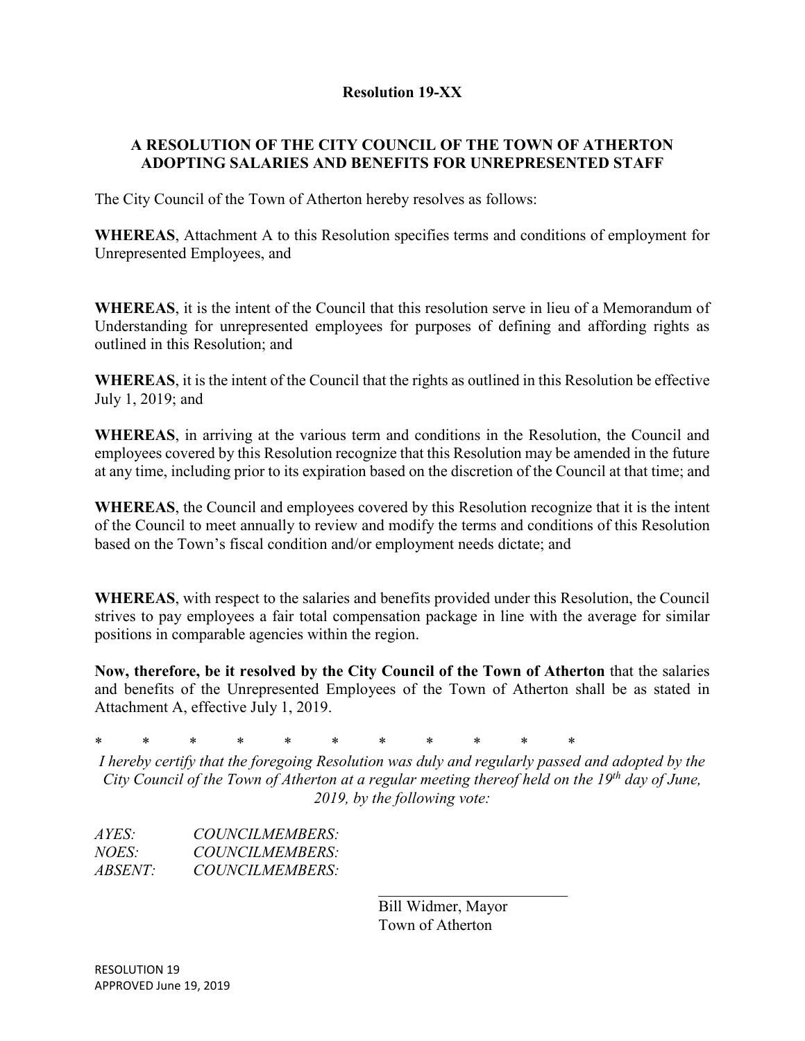**Resolution 19-XX**

**A RESOLUTION OF THE CITY COUNCIL OF THE TOWN OF ATHERTON ADOPTING SALARIES AND BENEFITS FOR UNREPRESENTED STAFF**

The City Council of the Town of Atherton hereby resolves as follows:

**WHEREAS**, Attachment A to this Resolution specifies terms and conditions of employment for Unrepresented Employees, and

**WHEREAS**, it is the intent of the Council that this resolution serve in lieu of a Memorandum of Understanding for unrepresented employees for purposes of defining and affording rights as outlined in this Resolution; and

**WHEREAS**, it is the intent of the Council that the rights as outlined in this Resolution be effective July 1, 2019; and

**WHEREAS**, in arriving at the various term and conditions in the Resolution, the Council and employees covered by this Resolution recognize that this Resolution may be amended in the future at any time, including prior to its expiration based on the discretion of the Council at that time; and

**WHEREAS**, the Council and employees covered by this Resolution recognize that it is the intent of the Council to meet annually to review and modify the terms and conditions of this Resolution based on the Town's fiscal condition and/or employment needs dictate; and

**WHEREAS**, with respect to the salaries and benefits provided under this Resolution, the Council strives to pay employees a fair total compensation package in line with the average for similar positions in comparable agencies within the region.

**Now, therefore, be it resolved by the City Council of the Town of Atherton** that the salaries and benefits of the Unrepresented Employees of the Town of Atherton shall be as stated in Attachment A, effective July 1, 2019.

\* \* \* \* \* \* \* \* \* \* \*

*I hereby certify that the foregoing Resolution was duly and regularly passed and adopted by the City Council of the Town of Atherton at a regular meeting thereof held on the 19th day of June, 2019, by the following vote:*

*AYES: COUNCILMEMBERS:*
*NOES: COUNCILMEMBERS:*
*ABSENT: COUNCILMEMBERS:*

\_\_\_\_\_\_\_\_\_\_\_\_\_\_\_\_\_\_\_\_\_\_\_\_\_
Bill Widmer, Mayor
Town of Atherton

RESOLUTION 19
APPROVED June 19, 2019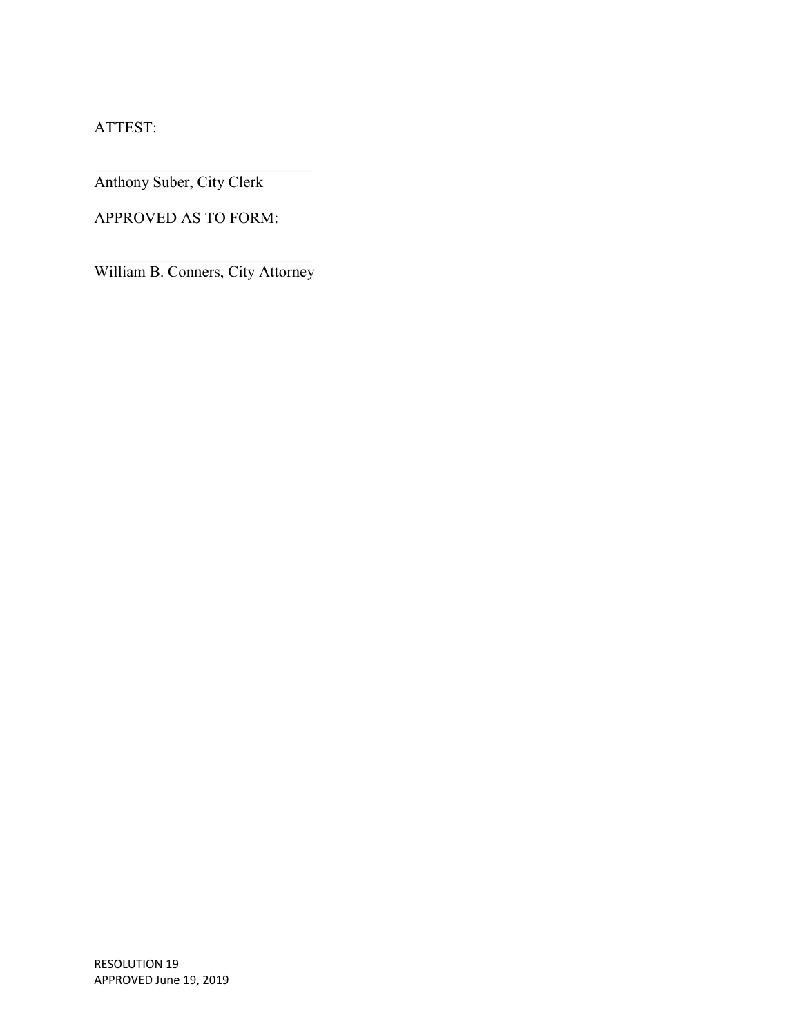ATTEST:

______________________________
Anthony Suber, City Clerk

APPROVED AS TO FORM:

______________________________
William B. Conners, City Attorney

RESOLUTION 19
APPROVED June 19, 2019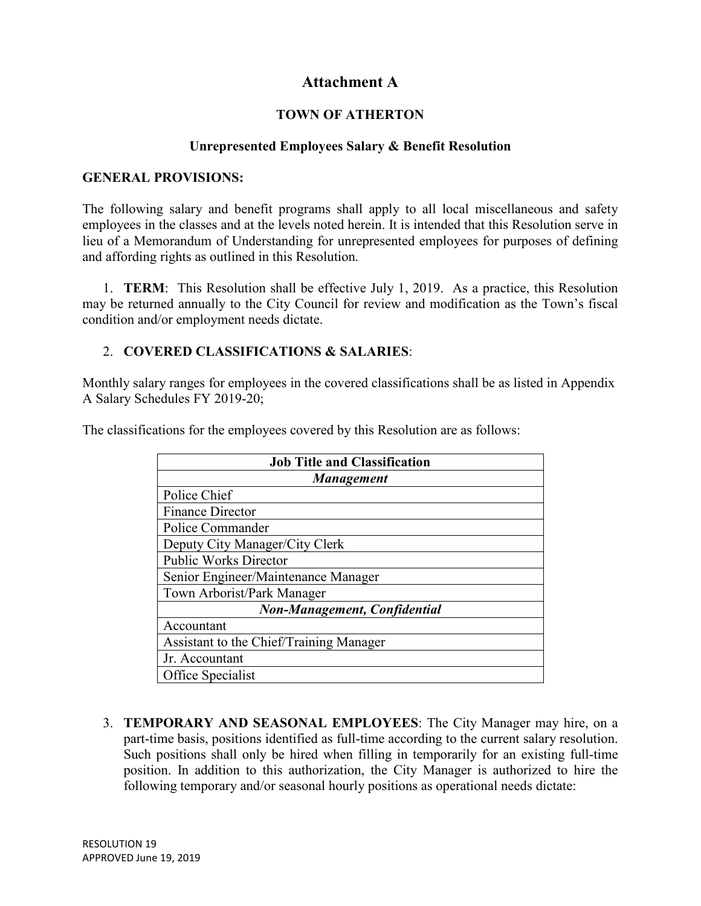# Attachment A

## TOWN OF ATHERTON

### Unrepresented Employees Salary & Benefit Resolution

**GENERAL PROVISIONS:**

The following salary and benefit programs shall apply to all local miscellaneous and safety employees in the classes and at the levels noted herein. It is intended that this Resolution serve in lieu of a Memorandum of Understanding for unrepresented employees for purposes of defining and affording rights as outlined in this Resolution.

1. **TERM**: This Resolution shall be effective July 1, 2019. As a practice, this Resolution may be returned annually to the City Council for review and modification as the Town's fiscal condition and/or employment needs dictate.

2. **COVERED CLASSIFICATIONS & SALARIES**:

Monthly salary ranges for employees in the covered classifications shall be as listed in Appendix A Salary Schedules FY 2019-20;

The classifications for the employees covered by this Resolution are as follows:

| Job Title and Classification |
| --- |
| ***Management*** |
| Police Chief |
| Finance Director |
| Police Commander |
| Deputy City Manager/City Clerk |
| Public Works Director |
| Senior Engineer/Maintenance Manager |
| Town Arborist/Park Manager |
| ***Non-Management, Confidential*** |
| Accountant |
| Assistant to the Chief/Training Manager |
| Jr. Accountant |
| Office Specialist |

3. **TEMPORARY AND SEASONAL EMPLOYEES**: The City Manager may hire, on a part-time basis, positions identified as full-time according to the current salary resolution. Such positions shall only be hired when filling in temporarily for an existing full-time position. In addition to this authorization, the City Manager is authorized to hire the following temporary and/or seasonal hourly positions as operational needs dictate:

RESOLUTION 19
APPROVED June 19, 2019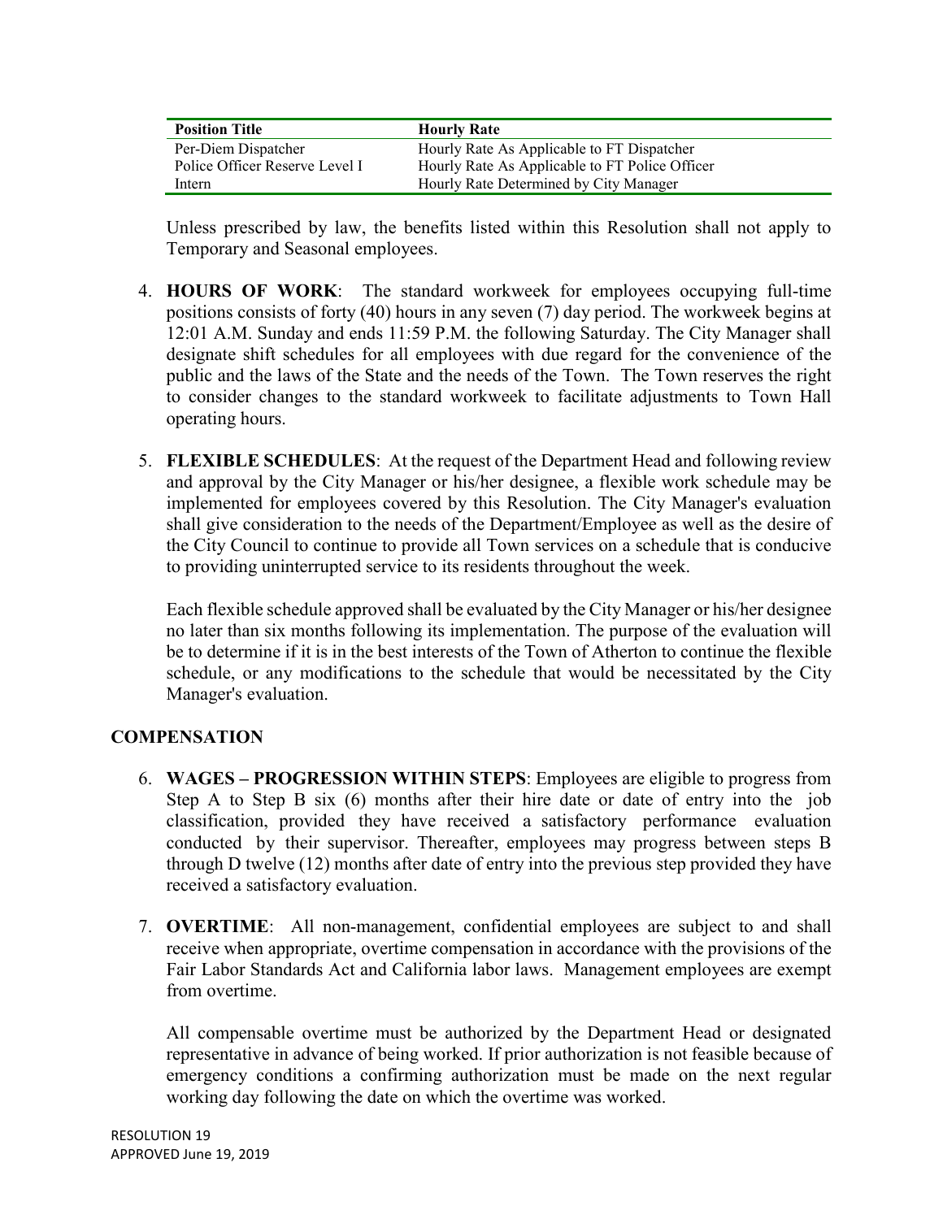| Position Title | Hourly Rate |
|---|---|
| Per-Diem Dispatcher | Hourly Rate As Applicable to FT Dispatcher |
| Police Officer Reserve Level I | Hourly Rate As Applicable to FT Police Officer |
| Intern | Hourly Rate Determined by City Manager |

Unless prescribed by law, the benefits listed within this Resolution shall not apply to Temporary and Seasonal employees.

4. **HOURS OF WORK**: The standard workweek for employees occupying full-time positions consists of forty (40) hours in any seven (7) day period. The workweek begins at 12:01 A.M. Sunday and ends 11:59 P.M. the following Saturday. The City Manager shall designate shift schedules for all employees with due regard for the convenience of the public and the laws of the State and the needs of the Town. The Town reserves the right to consider changes to the standard workweek to facilitate adjustments to Town Hall operating hours.

5. **FLEXIBLE SCHEDULES**: At the request of the Department Head and following review and approval by the City Manager or his/her designee, a flexible work schedule may be implemented for employees covered by this Resolution. The City Manager's evaluation shall give consideration to the needs of the Department/Employee as well as the desire of the City Council to continue to provide all Town services on a schedule that is conducive to providing uninterrupted service to its residents throughout the week.

   Each flexible schedule approved shall be evaluated by the City Manager or his/her designee no later than six months following its implementation. The purpose of the evaluation will be to determine if it is in the best interests of the Town of Atherton to continue the flexible schedule, or any modifications to the schedule that would be necessitated by the City Manager's evaluation.

## COMPENSATION

6. **WAGES – PROGRESSION WITHIN STEPS**: Employees are eligible to progress from Step A to Step B six (6) months after their hire date or date of entry into the job classification, provided they have received a satisfactory performance evaluation conducted by their supervisor. Thereafter, employees may progress between steps B through D twelve (12) months after date of entry into the previous step provided they have received a satisfactory evaluation.

7. **OVERTIME**: All non-management, confidential employees are subject to and shall receive when appropriate, overtime compensation in accordance with the provisions of the Fair Labor Standards Act and California labor laws. Management employees are exempt from overtime.

   All compensable overtime must be authorized by the Department Head or designated representative in advance of being worked. If prior authorization is not feasible because of emergency conditions a confirming authorization must be made on the next regular working day following the date on which the overtime was worked.

RESOLUTION 19
APPROVED June 19, 2019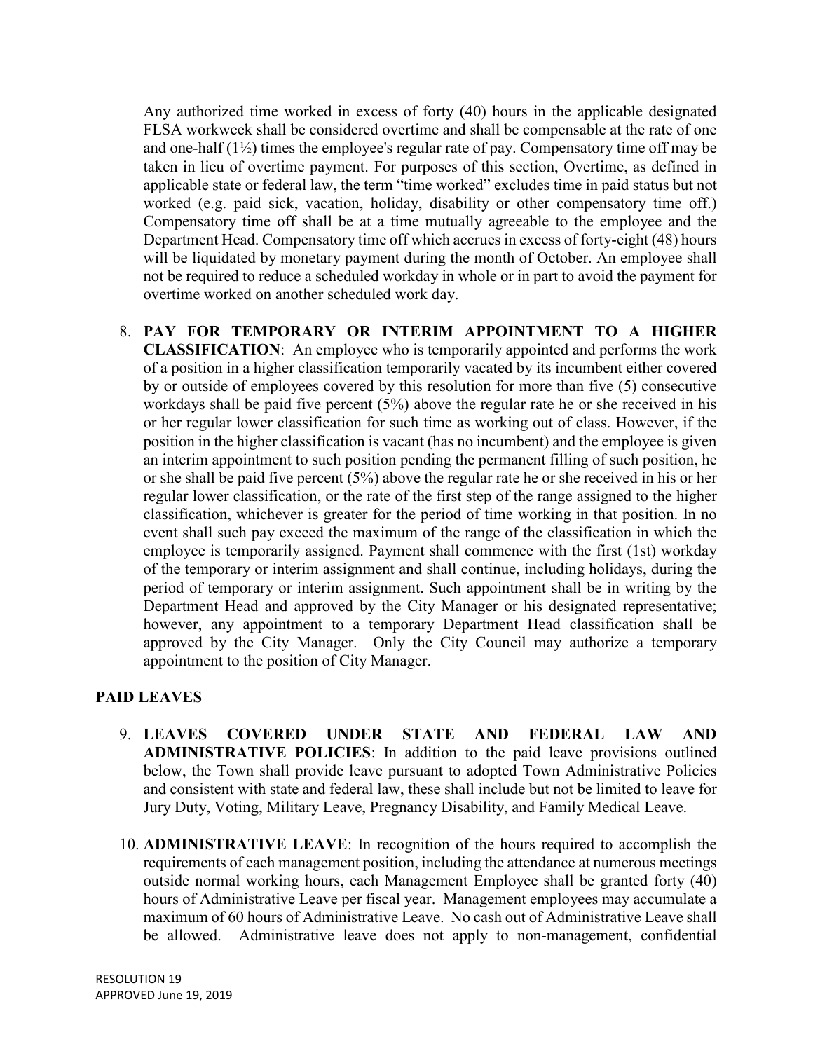Any authorized time worked in excess of forty (40) hours in the applicable designated FLSA workweek shall be considered overtime and shall be compensable at the rate of one and one-half (1½) times the employee's regular rate of pay. Compensatory time off may be taken in lieu of overtime payment. For purposes of this section, Overtime, as defined in applicable state or federal law, the term "time worked" excludes time in paid status but not worked (e.g. paid sick, vacation, holiday, disability or other compensatory time off.) Compensatory time off shall be at a time mutually agreeable to the employee and the Department Head. Compensatory time off which accrues in excess of forty-eight (48) hours will be liquidated by monetary payment during the month of October. An employee shall not be required to reduce a scheduled workday in whole or in part to avoid the payment for overtime worked on another scheduled work day.

8. **PAY FOR TEMPORARY OR INTERIM APPOINTMENT TO A HIGHER CLASSIFICATION**: An employee who is temporarily appointed and performs the work of a position in a higher classification temporarily vacated by its incumbent either covered by or outside of employees covered by this resolution for more than five (5) consecutive workdays shall be paid five percent (5%) above the regular rate he or she received in his or her regular lower classification for such time as working out of class. However, if the position in the higher classification is vacant (has no incumbent) and the employee is given an interim appointment to such position pending the permanent filling of such position, he or she shall be paid five percent (5%) above the regular rate he or she received in his or her regular lower classification, or the rate of the first step of the range assigned to the higher classification, whichever is greater for the period of time working in that position. In no event shall such pay exceed the maximum of the range of the classification in which the employee is temporarily assigned. Payment shall commence with the first (1st) workday of the temporary or interim assignment and shall continue, including holidays, during the period of temporary or interim assignment. Such appointment shall be in writing by the Department Head and approved by the City Manager or his designated representative; however, any appointment to a temporary Department Head classification shall be approved by the City Manager. Only the City Council may authorize a temporary appointment to the position of City Manager.

## PAID LEAVES

9. **LEAVES COVERED UNDER STATE AND FEDERAL LAW AND ADMINISTRATIVE POLICIES**: In addition to the paid leave provisions outlined below, the Town shall provide leave pursuant to adopted Town Administrative Policies and consistent with state and federal law, these shall include but not be limited to leave for Jury Duty, Voting, Military Leave, Pregnancy Disability, and Family Medical Leave.

10. **ADMINISTRATIVE LEAVE**: In recognition of the hours required to accomplish the requirements of each management position, including the attendance at numerous meetings outside normal working hours, each Management Employee shall be granted forty (40) hours of Administrative Leave per fiscal year. Management employees may accumulate a maximum of 60 hours of Administrative Leave. No cash out of Administrative Leave shall be allowed. Administrative leave does not apply to non-management, confidential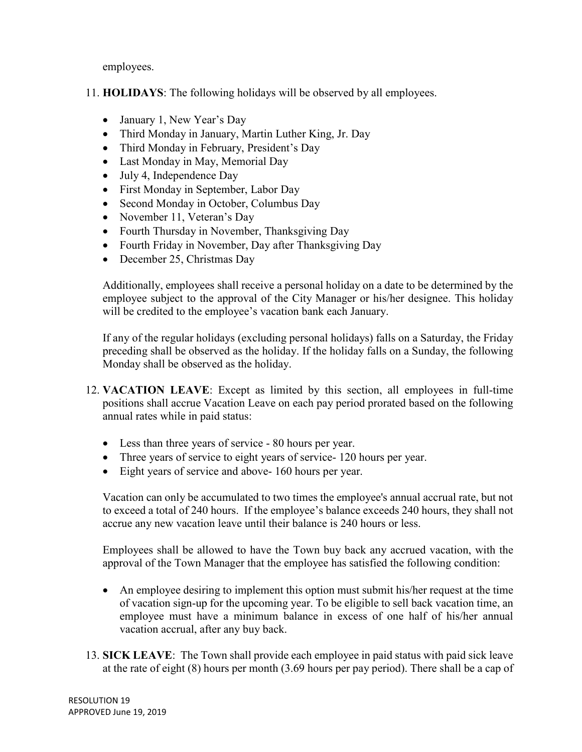employees.

11. **HOLIDAYS**: The following holidays will be observed by all employees.

    - January 1, New Year's Day
    - Third Monday in January, Martin Luther King, Jr. Day
    - Third Monday in February, President's Day
    - Last Monday in May, Memorial Day
    - July 4, Independence Day
    - First Monday in September, Labor Day
    - Second Monday in October, Columbus Day
    - November 11, Veteran's Day
    - Fourth Thursday in November, Thanksgiving Day
    - Fourth Friday in November, Day after Thanksgiving Day
    - December 25, Christmas Day

    Additionally, employees shall receive a personal holiday on a date to be determined by the employee subject to the approval of the City Manager or his/her designee. This holiday will be credited to the employee's vacation bank each January.

    If any of the regular holidays (excluding personal holidays) falls on a Saturday, the Friday preceding shall be observed as the holiday. If the holiday falls on a Sunday, the following Monday shall be observed as the holiday.

12. **VACATION LEAVE**: Except as limited by this section, all employees in full-time positions shall accrue Vacation Leave on each pay period prorated based on the following annual rates while in paid status:

    - Less than three years of service - 80 hours per year.
    - Three years of service to eight years of service- 120 hours per year.
    - Eight years of service and above- 160 hours per year.

    Vacation can only be accumulated to two times the employee's annual accrual rate, but not to exceed a total of 240 hours. If the employee's balance exceeds 240 hours, they shall not accrue any new vacation leave until their balance is 240 hours or less.

    Employees shall be allowed to have the Town buy back any accrued vacation, with the approval of the Town Manager that the employee has satisfied the following condition:

    - An employee desiring to implement this option must submit his/her request at the time of vacation sign-up for the upcoming year. To be eligible to sell back vacation time, an employee must have a minimum balance in excess of one half of his/her annual vacation accrual, after any buy back.

13. **SICK LEAVE**: The Town shall provide each employee in paid status with paid sick leave at the rate of eight (8) hours per month (3.69 hours per pay period). There shall be a cap of

RESOLUTION 19
APPROVED June 19, 2019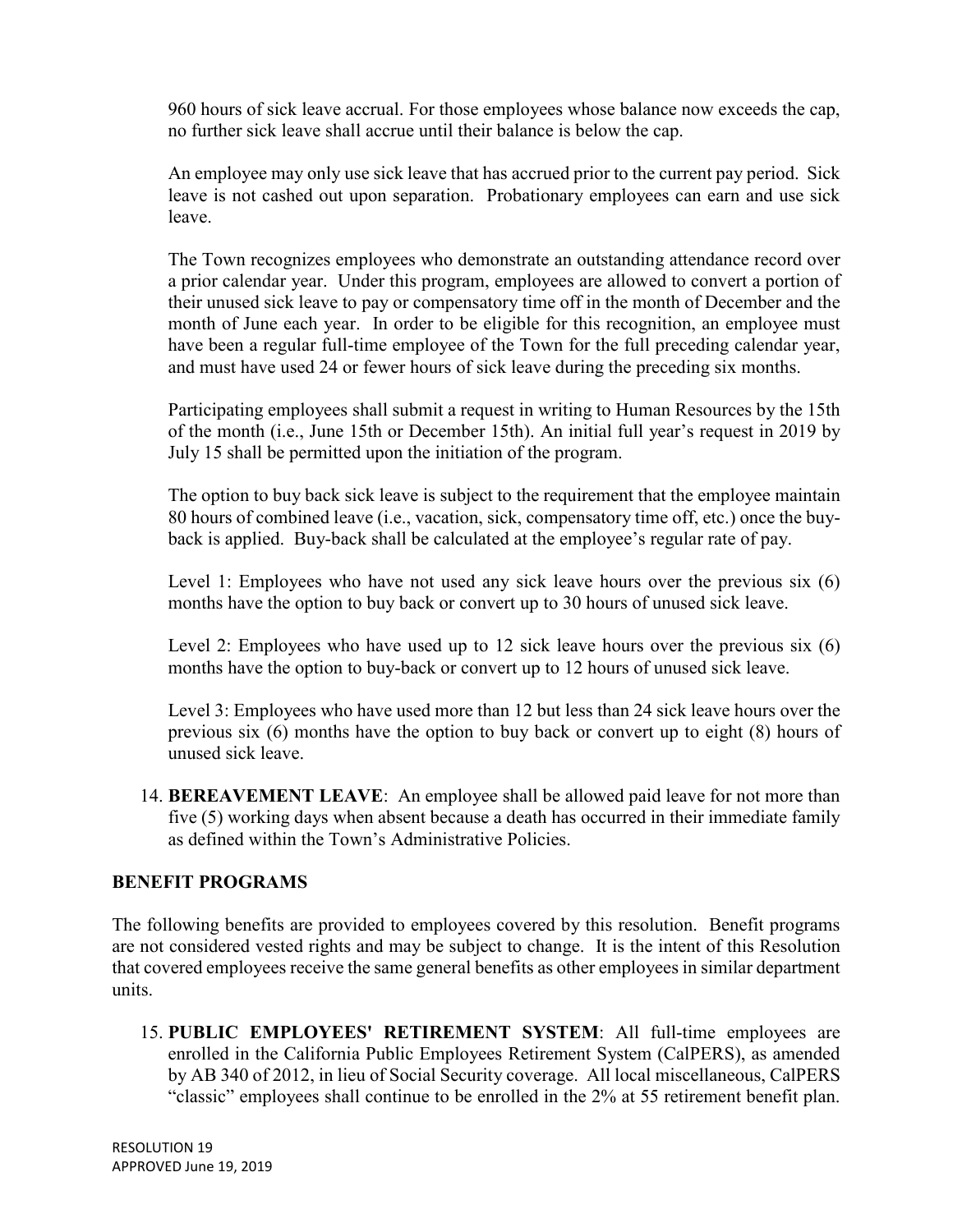960 hours of sick leave accrual. For those employees whose balance now exceeds the cap, no further sick leave shall accrue until their balance is below the cap.

An employee may only use sick leave that has accrued prior to the current pay period. Sick leave is not cashed out upon separation. Probationary employees can earn and use sick leave.

The Town recognizes employees who demonstrate an outstanding attendance record over a prior calendar year. Under this program, employees are allowed to convert a portion of their unused sick leave to pay or compensatory time off in the month of December and the month of June each year. In order to be eligible for this recognition, an employee must have been a regular full-time employee of the Town for the full preceding calendar year, and must have used 24 or fewer hours of sick leave during the preceding six months.

Participating employees shall submit a request in writing to Human Resources by the 15th of the month (i.e., June 15th or December 15th). An initial full year's request in 2019 by July 15 shall be permitted upon the initiation of the program.

The option to buy back sick leave is subject to the requirement that the employee maintain 80 hours of combined leave (i.e., vacation, sick, compensatory time off, etc.) once the buy-back is applied. Buy-back shall be calculated at the employee's regular rate of pay.

Level 1: Employees who have not used any sick leave hours over the previous six (6) months have the option to buy back or convert up to 30 hours of unused sick leave.

Level 2: Employees who have used up to 12 sick leave hours over the previous six (6) months have the option to buy-back or convert up to 12 hours of unused sick leave.

Level 3: Employees who have used more than 12 but less than 24 sick leave hours over the previous six (6) months have the option to buy back or convert up to eight (8) hours of unused sick leave.

14. **BEREAVEMENT LEAVE**: An employee shall be allowed paid leave for not more than five (5) working days when absent because a death has occurred in their immediate family as defined within the Town's Administrative Policies.

## BENEFIT PROGRAMS

The following benefits are provided to employees covered by this resolution. Benefit programs are not considered vested rights and may be subject to change. It is the intent of this Resolution that covered employees receive the same general benefits as other employees in similar department units.

15. **PUBLIC EMPLOYEES' RETIREMENT SYSTEM**: All full-time employees are enrolled in the California Public Employees Retirement System (CalPERS), as amended by AB 340 of 2012, in lieu of Social Security coverage. All local miscellaneous, CalPERS "classic" employees shall continue to be enrolled in the 2% at 55 retirement benefit plan.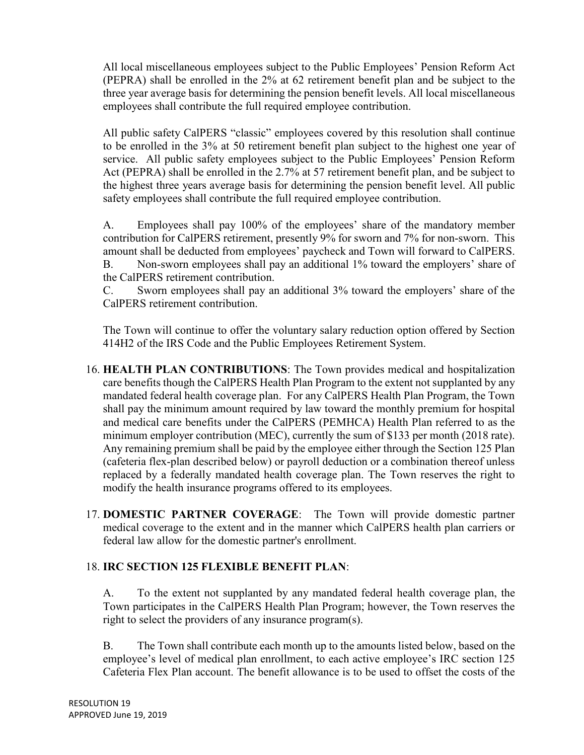All local miscellaneous employees subject to the Public Employees' Pension Reform Act (PEPRA) shall be enrolled in the 2% at 62 retirement benefit plan and be subject to the three year average basis for determining the pension benefit levels. All local miscellaneous employees shall contribute the full required employee contribution.

All public safety CalPERS "classic" employees covered by this resolution shall continue to be enrolled in the 3% at 50 retirement benefit plan subject to the highest one year of service. All public safety employees subject to the Public Employees' Pension Reform Act (PEPRA) shall be enrolled in the 2.7% at 57 retirement benefit plan, and be subject to the highest three years average basis for determining the pension benefit level. All public safety employees shall contribute the full required employee contribution.

A. Employees shall pay 100% of the employees' share of the mandatory member contribution for CalPERS retirement, presently 9% for sworn and 7% for non-sworn. This amount shall be deducted from employees' paycheck and Town will forward to CalPERS.
B. Non-sworn employees shall pay an additional 1% toward the employers' share of the CalPERS retirement contribution.
C. Sworn employees shall pay an additional 3% toward the employers' share of the CalPERS retirement contribution.

The Town will continue to offer the voluntary salary reduction option offered by Section 414H2 of the IRS Code and the Public Employees Retirement System.

16. **HEALTH PLAN CONTRIBUTIONS**: The Town provides medical and hospitalization care benefits though the CalPERS Health Plan Program to the extent not supplanted by any mandated federal health coverage plan. For any CalPERS Health Plan Program, the Town shall pay the minimum amount required by law toward the monthly premium for hospital and medical care benefits under the CalPERS (PEMHCA) Health Plan referred to as the minimum employer contribution (MEC), currently the sum of $133 per month (2018 rate). Any remaining premium shall be paid by the employee either through the Section 125 Plan (cafeteria flex-plan described below) or payroll deduction or a combination thereof unless replaced by a federally mandated health coverage plan. The Town reserves the right to modify the health insurance programs offered to its employees.

17. **DOMESTIC PARTNER COVERAGE**: The Town will provide domestic partner medical coverage to the extent and in the manner which CalPERS health plan carriers or federal law allow for the domestic partner's enrollment.

18. **IRC SECTION 125 FLEXIBLE BENEFIT PLAN**:

A. To the extent not supplanted by any mandated federal health coverage plan, the Town participates in the CalPERS Health Plan Program; however, the Town reserves the right to select the providers of any insurance program(s).

B. The Town shall contribute each month up to the amounts listed below, based on the employee's level of medical plan enrollment, to each active employee's IRC section 125 Cafeteria Flex Plan account. The benefit allowance is to be used to offset the costs of the

RESOLUTION 19
APPROVED June 19, 2019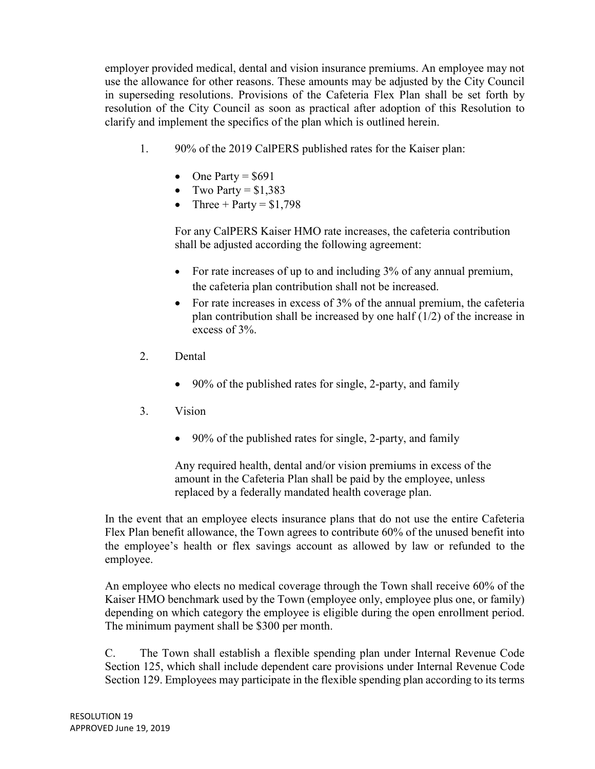employer provided medical, dental and vision insurance premiums. An employee may not use the allowance for other reasons. These amounts may be adjusted by the City Council in superseding resolutions. Provisions of the Cafeteria Flex Plan shall be set forth by resolution of the City Council as soon as practical after adoption of this Resolution to clarify and implement the specifics of the plan which is outlined herein.

1. 90% of the 2019 CalPERS published rates for the Kaiser plan:

   - One Party = $691
   - Two Party = $1,383
   - Three + Party = $1,798

   For any CalPERS Kaiser HMO rate increases, the cafeteria contribution shall be adjusted according the following agreement:

   - For rate increases of up to and including 3% of any annual premium, the cafeteria plan contribution shall not be increased.
   - For rate increases in excess of 3% of the annual premium, the cafeteria plan contribution shall be increased by one half (1/2) of the increase in excess of 3%.

2. Dental

   - 90% of the published rates for single, 2-party, and family

3. Vision

   - 90% of the published rates for single, 2-party, and family

   Any required health, dental and/or vision premiums in excess of the amount in the Cafeteria Plan shall be paid by the employee, unless replaced by a federally mandated health coverage plan.

In the event that an employee elects insurance plans that do not use the entire Cafeteria Flex Plan benefit allowance, the Town agrees to contribute 60% of the unused benefit into the employee's health or flex savings account as allowed by law or refunded to the employee.

An employee who elects no medical coverage through the Town shall receive 60% of the Kaiser HMO benchmark used by the Town (employee only, employee plus one, or family) depending on which category the employee is eligible during the open enrollment period. The minimum payment shall be $300 per month.

C. The Town shall establish a flexible spending plan under Internal Revenue Code Section 125, which shall include dependent care provisions under Internal Revenue Code Section 129. Employees may participate in the flexible spending plan according to its terms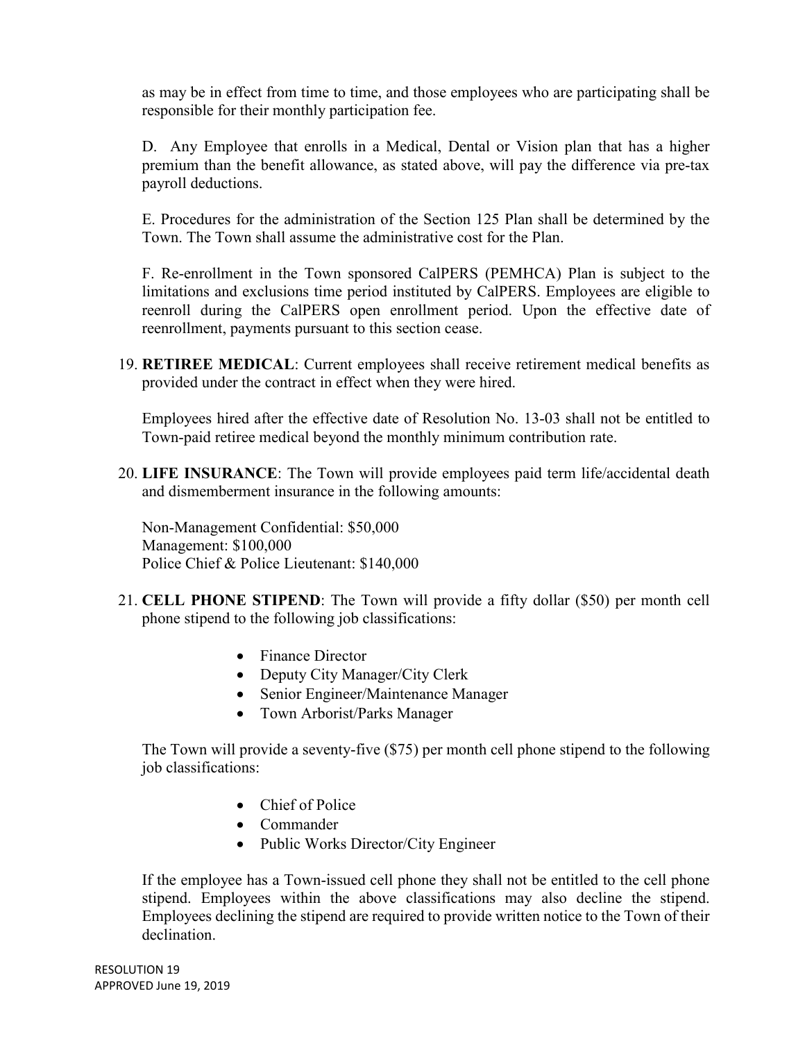as may be in effect from time to time, and those employees who are participating shall be responsible for their monthly participation fee.

D. Any Employee that enrolls in a Medical, Dental or Vision plan that has a higher premium than the benefit allowance, as stated above, will pay the difference via pre-tax payroll deductions.

E. Procedures for the administration of the Section 125 Plan shall be determined by the Town. The Town shall assume the administrative cost for the Plan.

F. Re-enrollment in the Town sponsored CalPERS (PEMHCA) Plan is subject to the limitations and exclusions time period instituted by CalPERS. Employees are eligible to reenroll during the CalPERS open enrollment period. Upon the effective date of reenrollment, payments pursuant to this section cease.

19. **RETIREE MEDICAL**: Current employees shall receive retirement medical benefits as provided under the contract in effect when they were hired.

    Employees hired after the effective date of Resolution No. 13-03 shall not be entitled to Town-paid retiree medical beyond the monthly minimum contribution rate.

20. **LIFE INSURANCE**: The Town will provide employees paid term life/accidental death and dismemberment insurance in the following amounts:

    Non-Management Confidential: $50,000
    Management: $100,000
    Police Chief & Police Lieutenant: $140,000

21. **CELL PHONE STIPEND**: The Town will provide a fifty dollar ($50) per month cell phone stipend to the following job classifications:

    - Finance Director
    - Deputy City Manager/City Clerk
    - Senior Engineer/Maintenance Manager
    - Town Arborist/Parks Manager

    The Town will provide a seventy-five ($75) per month cell phone stipend to the following job classifications:

    - Chief of Police
    - Commander
    - Public Works Director/City Engineer

    If the employee has a Town-issued cell phone they shall not be entitled to the cell phone stipend. Employees within the above classifications may also decline the stipend. Employees declining the stipend are required to provide written notice to the Town of their declination.

RESOLUTION 19
APPROVED June 19, 2019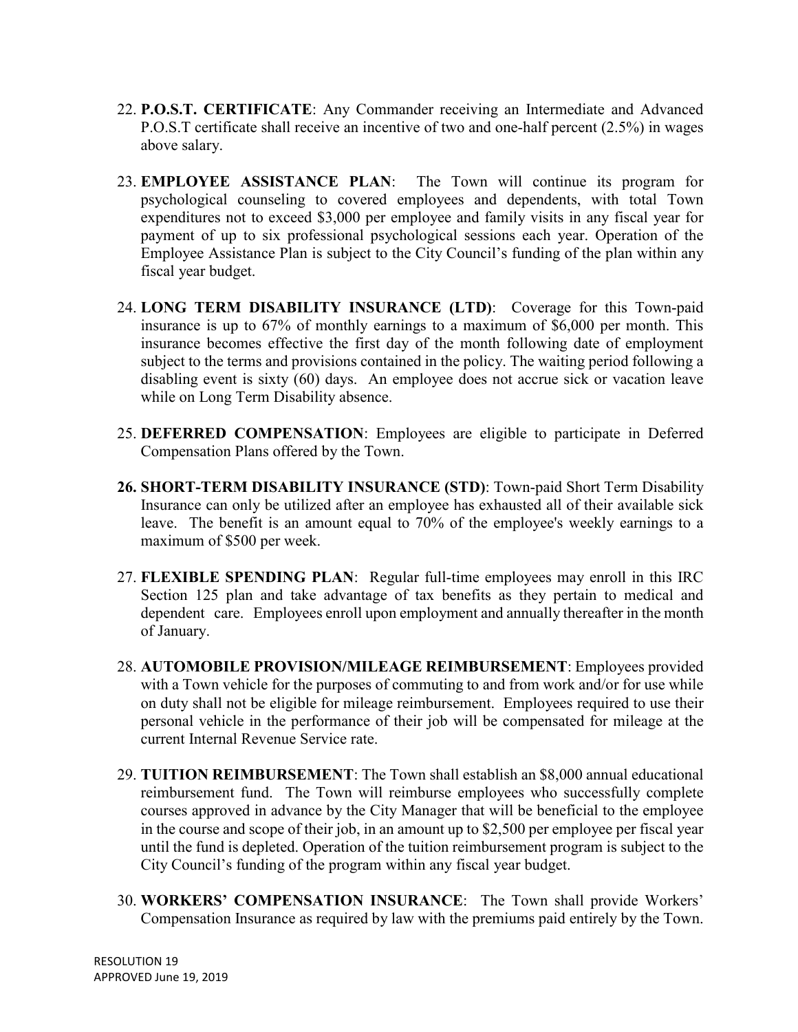22. **P.O.S.T. CERTIFICATE**: Any Commander receiving an Intermediate and Advanced P.O.S.T certificate shall receive an incentive of two and one-half percent (2.5%) in wages above salary.

23. **EMPLOYEE ASSISTANCE PLAN**: The Town will continue its program for psychological counseling to covered employees and dependents, with total Town expenditures not to exceed $3,000 per employee and family visits in any fiscal year for payment of up to six professional psychological sessions each year. Operation of the Employee Assistance Plan is subject to the City Council's funding of the plan within any fiscal year budget.

24. **LONG TERM DISABILITY INSURANCE (LTD)**: Coverage for this Town-paid insurance is up to 67% of monthly earnings to a maximum of $6,000 per month. This insurance becomes effective the first day of the month following date of employment subject to the terms and provisions contained in the policy. The waiting period following a disabling event is sixty (60) days. An employee does not accrue sick or vacation leave while on Long Term Disability absence.

25. **DEFERRED COMPENSATION**: Employees are eligible to participate in Deferred Compensation Plans offered by the Town.

26. **SHORT-TERM DISABILITY INSURANCE (STD)**: Town-paid Short Term Disability Insurance can only be utilized after an employee has exhausted all of their available sick leave. The benefit is an amount equal to 70% of the employee's weekly earnings to a maximum of $500 per week.

27. **FLEXIBLE SPENDING PLAN**: Regular full-time employees may enroll in this IRC Section 125 plan and take advantage of tax benefits as they pertain to medical and dependent care. Employees enroll upon employment and annually thereafter in the month of January.

28. **AUTOMOBILE PROVISION/MILEAGE REIMBURSEMENT**: Employees provided with a Town vehicle for the purposes of commuting to and from work and/or for use while on duty shall not be eligible for mileage reimbursement. Employees required to use their personal vehicle in the performance of their job will be compensated for mileage at the current Internal Revenue Service rate.

29. **TUITION REIMBURSEMENT**: The Town shall establish an $8,000 annual educational reimbursement fund. The Town will reimburse employees who successfully complete courses approved in advance by the City Manager that will be beneficial to the employee in the course and scope of their job, in an amount up to $2,500 per employee per fiscal year until the fund is depleted. Operation of the tuition reimbursement program is subject to the City Council's funding of the program within any fiscal year budget.

30. **WORKERS' COMPENSATION INSURANCE**: The Town shall provide Workers' Compensation Insurance as required by law with the premiums paid entirely by the Town.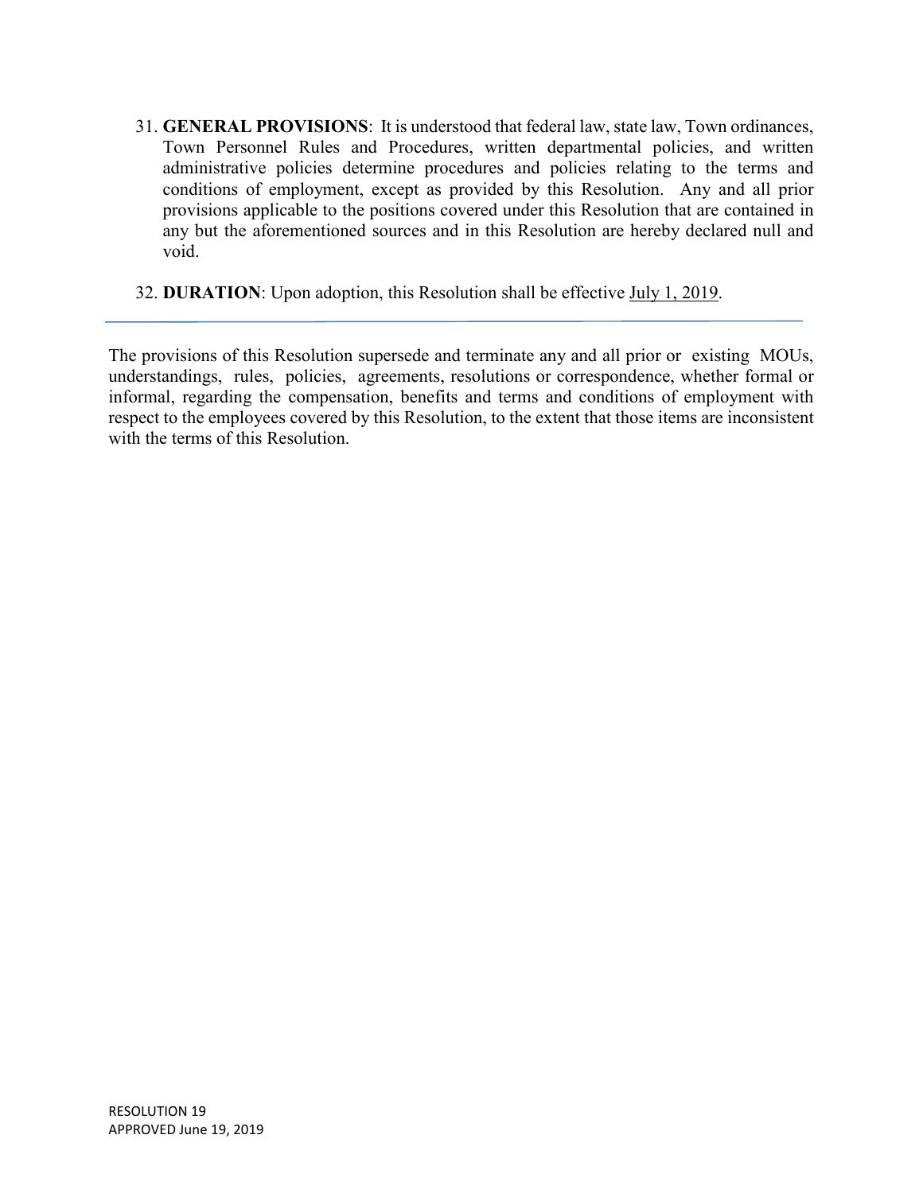31. **GENERAL PROVISIONS**: It is understood that federal law, state law, Town ordinances, Town Personnel Rules and Procedures, written departmental policies, and written administrative policies determine procedures and policies relating to the terms and conditions of employment, except as provided by this Resolution. Any and all prior provisions applicable to the positions covered under this Resolution that are contained in any but the aforementioned sources and in this Resolution are hereby declared null and void.

32. **DURATION**: Upon adoption, this Resolution shall be effective July 1, 2019.

---

The provisions of this Resolution supersede and terminate any and all prior or existing MOUs, understandings, rules, policies, agreements, resolutions or correspondence, whether formal or informal, regarding the compensation, benefits and terms and conditions of employment with respect to the employees covered by this Resolution, to the extent that those items are inconsistent with the terms of this Resolution.